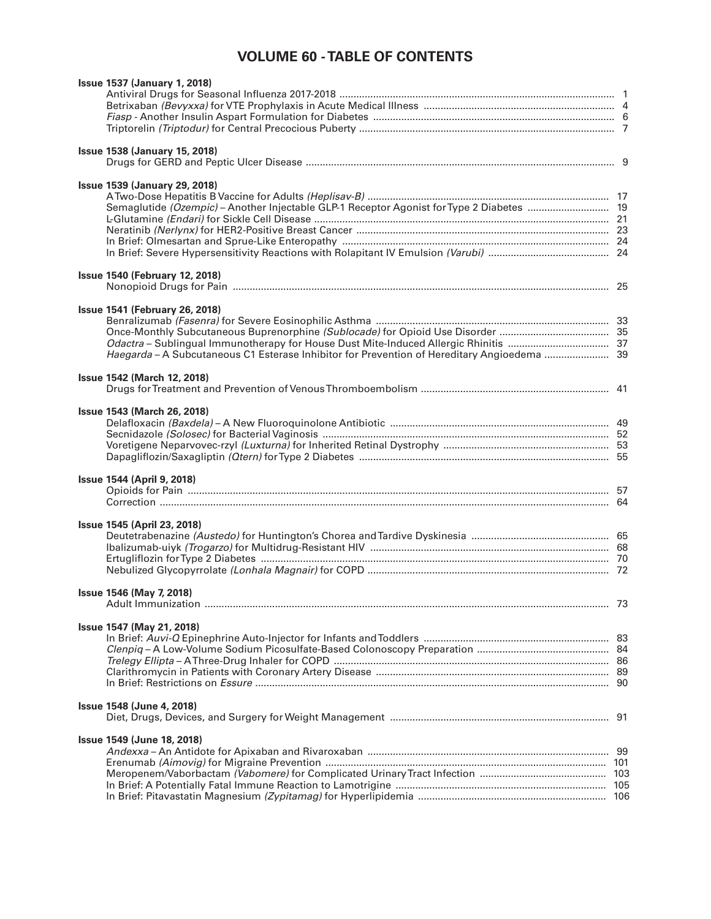# VOLUME 60 - TABLE OF CONTENTS

**Issue 1537 (January 1, 2018)**

- Antiviral Drugs for Seasonal Influenza 2017-2018 ... 1
- Betrixaban *(Bevyxxa)* for VTE Prophylaxis in Acute Medical Illness ... 4
- *Fiasp* - Another Insulin Aspart Formulation for Diabetes ... 6
- Triptorelin *(Triptodur)* for Central Precocious Puberty ... 7

**Issue 1538 (January 15, 2018)**

- Drugs for GERD and Peptic Ulcer Disease ... 9

**Issue 1539 (January 29, 2018)**

- A Two-Dose Hepatitis B Vaccine for Adults *(Heplisav-B)* ... 17
- Semaglutide *(Ozempic)* – Another Injectable GLP-1 Receptor Agonist for Type 2 Diabetes ... 19
- L-Glutamine *(Endari)* for Sickle Cell Disease ... 21
- Neratinib *(Nerlynx)* for HER2-Positive Breast Cancer ... 23
- In Brief: Olmesartan and Sprue-Like Enteropathy ... 24
- In Brief: Severe Hypersensitivity Reactions with Rolapitant IV Emulsion *(Varubi)* ... 24

**Issue 1540 (February 12, 2018)**

- Nonopioid Drugs for Pain ... 25

**Issue 1541 (February 26, 2018)**

- Benralizumab *(Fasenra)* for Severe Eosinophilic Asthma ... 33
- Once-Monthly Subcutaneous Buprenorphine *(Sublocade)* for Opioid Use Disorder ... 35
- *Odactra* – Sublingual Immunotherapy for House Dust Mite-Induced Allergic Rhinitis ... 37
- *Haegarda* – A Subcutaneous C1 Esterase Inhibitor for Prevention of Hereditary Angioedema ... 39

**Issue 1542 (March 12, 2018)**

- Drugs for Treatment and Prevention of Venous Thromboembolism ... 41

**Issue 1543 (March 26, 2018)**

- Delafloxacin *(Baxdela)* – A New Fluoroquinolone Antibiotic ... 49
- Secnidazole *(Solosec)* for Bacterial Vaginosis ... 52
- Voretigene Neparvovec-rzyl *(Luxturna)* for Inherited Retinal Dystrophy ... 53
- Dapagliflozin/Saxagliptin *(Qtern)* for Type 2 Diabetes ... 55

**Issue 1544 (April 9, 2018)**

- Opioids for Pain ... 57
- Correction ... 64

**Issue 1545 (April 23, 2018)**

- Deutetrabenazine *(Austedo)* for Huntington's Chorea and Tardive Dyskinesia ... 65
- Ibalizumab-uiyk *(Trogarzo)* for Multidrug-Resistant HIV ... 68
- Ertugliflozin for Type 2 Diabetes ... 70
- Nebulized Glycopyrrolate *(Lonhala Magnair)* for COPD ... 72

**Issue 1546 (May 7, 2018)**

- Adult Immunization ... 73

**Issue 1547 (May 21, 2018)**

- In Brief: *Auvi-Q* Epinephrine Auto-Injector for Infants and Toddlers ... 83
- *Clenpiq* – A Low-Volume Sodium Picosulfate-Based Colonoscopy Preparation ... 84
- *Trelegy Ellipta* – A Three-Drug Inhaler for COPD ... 86
- Clarithromycin in Patients with Coronary Artery Disease ... 89
- In Brief: Restrictions on *Essure* ... 90

**Issue 1548 (June 4, 2018)**

- Diet, Drugs, Devices, and Surgery for Weight Management ... 91

**Issue 1549 (June 18, 2018)**

- *Andexxa* – An Antidote for Apixaban and Rivaroxaban ... 99
- Erenumab *(Aimovig)* for Migraine Prevention ... 101
- Meropenem/Vaborbactam *(Vabomere)* for Complicated Urinary Tract Infection ... 103
- In Brief: A Potentially Fatal Immune Reaction to Lamotrigine ... 105
- In Brief: Pitavastatin Magnesium *(Zypitamag)* for Hyperlipidemia ... 106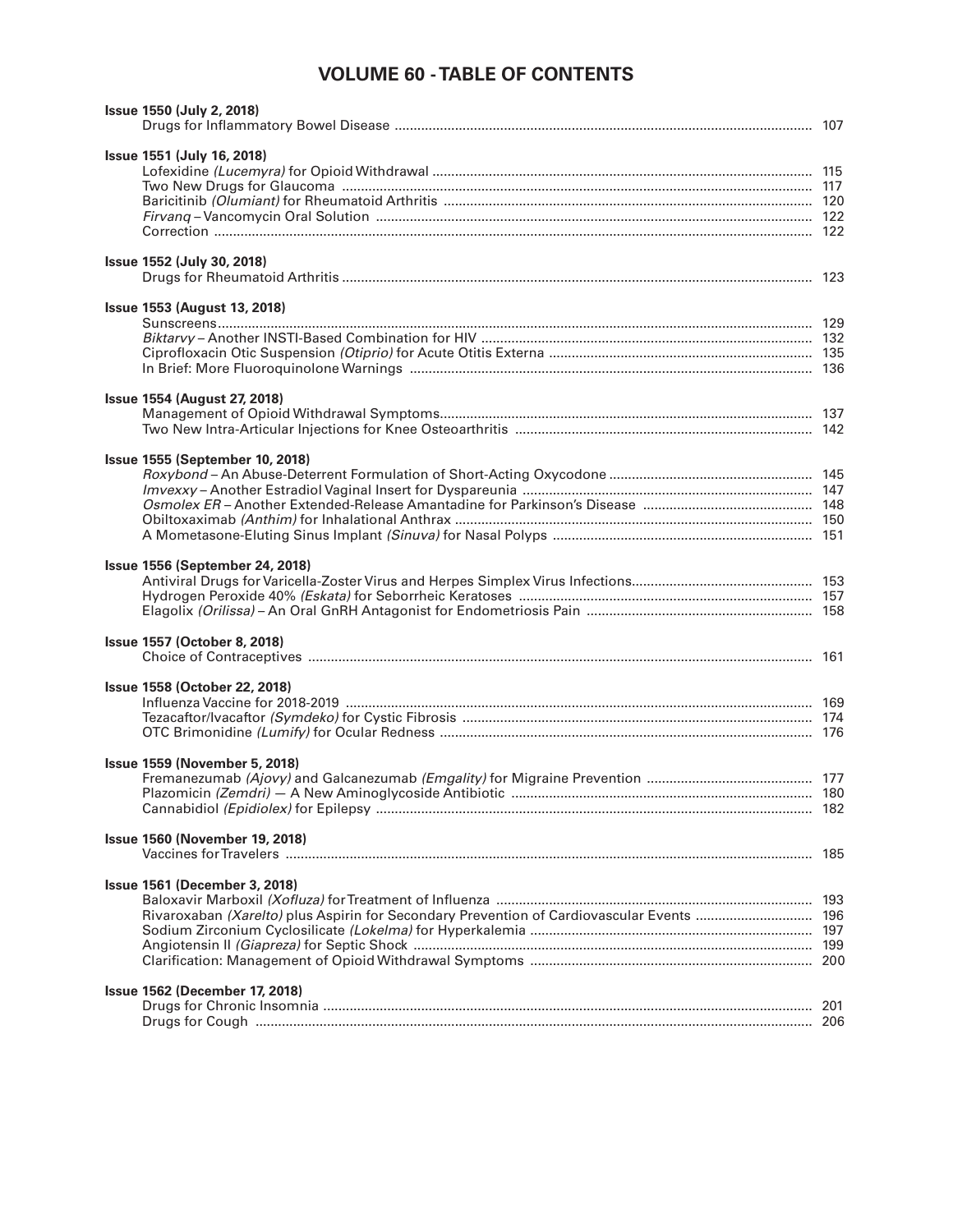# VOLUME 60 - TABLE OF CONTENTS

**Issue 1550 (July 2, 2018)**

Drugs for Inflammatory Bowel Disease ........ 107

**Issue 1551 (July 16, 2018)**

Lofexidine *(Lucemyra)* for Opioid Withdrawal ........ 115
Two New Drugs for Glaucoma ........ 117
Baricitinib *(Olumiant)* for Rheumatoid Arthritis ........ 120
*Firvanq* – Vancomycin Oral Solution ........ 122
Correction ........ 122

**Issue 1552 (July 30, 2018)**

Drugs for Rheumatoid Arthritis ........ 123

**Issue 1553 (August 13, 2018)**

Sunscreens ........ 129
*Biktarvy* – Another INSTI-Based Combination for HIV ........ 132
Ciprofloxacin Otic Suspension *(Otiprio)* for Acute Otitis Externa ........ 135
In Brief: More Fluoroquinolone Warnings ........ 136

**Issue 1554 (August 27, 2018)**

Management of Opioid Withdrawal Symptoms ........ 137
Two New Intra-Articular Injections for Knee Osteoarthritis ........ 142

**Issue 1555 (September 10, 2018)**

*Roxybond* – An Abuse-Deterrent Formulation of Short-Acting Oxycodone ........ 145
*Imvexxy* – Another Estradiol Vaginal Insert for Dyspareunia ........ 147
*Osmolex ER* – Another Extended-Release Amantadine for Parkinson's Disease ........ 148
Obiltoxaximab *(Anthim)* for Inhalational Anthrax ........ 150
A Mometasone-Eluting Sinus Implant *(Sinuva)* for Nasal Polyps ........ 151

**Issue 1556 (September 24, 2018)**

Antiviral Drugs for Varicella-Zoster Virus and Herpes Simplex Virus Infections ........ 153
Hydrogen Peroxide 40% *(Eskata)* for Seborrheic Keratoses ........ 157
Elagolix *(Orilissa)* – An Oral GnRH Antagonist for Endometriosis Pain ........ 158

**Issue 1557 (October 8, 2018)**

Choice of Contraceptives ........ 161

**Issue 1558 (October 22, 2018)**

Influenza Vaccine for 2018-2019 ........ 169
Tezacaftor/Ivacaftor *(Symdeko)* for Cystic Fibrosis ........ 174
OTC Brimonidine *(Lumify)* for Ocular Redness ........ 176

**Issue 1559 (November 5, 2018)**

Fremanezumab *(Ajovy)* and Galcanezumab *(Emgality)* for Migraine Prevention ........ 177
Plazomicin *(Zemdri)* — A New Aminoglycoside Antibiotic ........ 180
Cannabidiol *(Epidiolex)* for Epilepsy ........ 182

**Issue 1560 (November 19, 2018)**

Vaccines for Travelers ........ 185

**Issue 1561 (December 3, 2018)**

Baloxavir Marboxil *(Xofluza)* for Treatment of Influenza ........ 193
Rivaroxaban *(Xarelto)* plus Aspirin for Secondary Prevention of Cardiovascular Events ........ 196
Sodium Zirconium Cyclosilicate *(Lokelma)* for Hyperkalemia ........ 197
Angiotensin II *(Giapreza)* for Septic Shock ........ 199
Clarification: Management of Opioid Withdrawal Symptoms ........ 200

**Issue 1562 (December 17, 2018)**

Drugs for Chronic Insomnia ........ 201
Drugs for Cough ........ 206